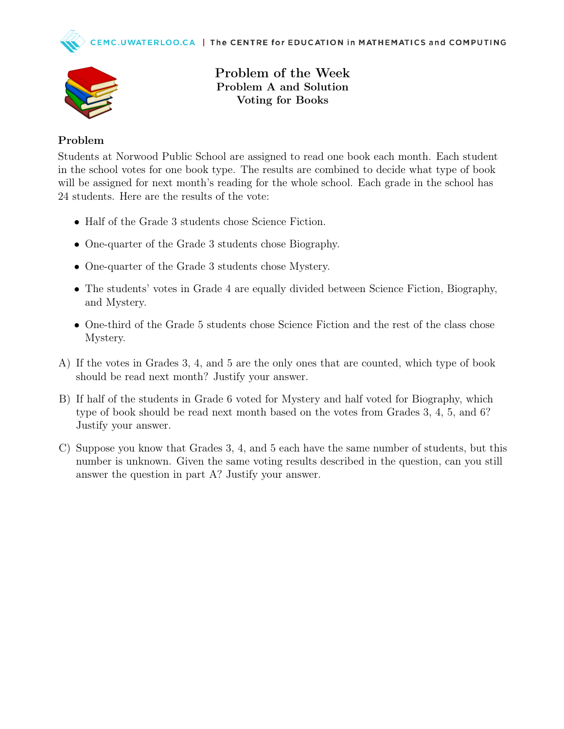# Problem of the Week
## Problem A and Solution
## Voting for Books

### Problem

Students at Norwood Public School are assigned to read one book each month. Each student in the school votes for one book type. The results are combined to decide what type of book will be assigned for next month's reading for the whole school. Each grade in the school has 24 students. Here are the results of the vote:

- Half of the Grade 3 students chose Science Fiction.
- One-quarter of the Grade 3 students chose Biography.
- One-quarter of the Grade 3 students chose Mystery.
- The students' votes in Grade 4 are equally divided between Science Fiction, Biography, and Mystery.
- One-third of the Grade 5 students chose Science Fiction and the rest of the class chose Mystery.

A) If the votes in Grades 3, 4, and 5 are the only ones that are counted, which type of book should be read next month? Justify your answer.

B) If half of the students in Grade 6 voted for Mystery and half voted for Biography, which type of book should be read next month based on the votes from Grades 3, 4, 5, and 6? Justify your answer.

C) Suppose you know that Grades 3, 4, and 5 each have the same number of students, but this number is unknown. Given the same voting results described in the question, can you still answer the question in part A? Justify your answer.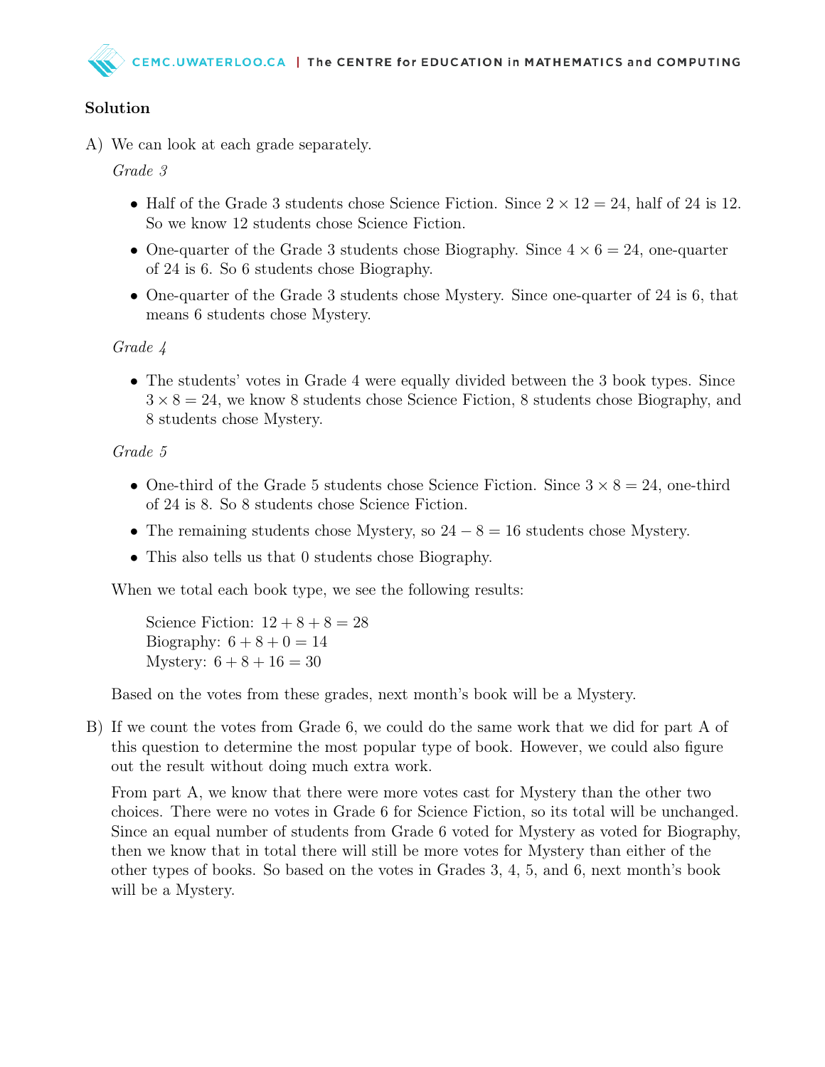**Solution**

A) We can look at each grade separately.

   *Grade 3*

   - Half of the Grade 3 students chose Science Fiction. Since $2 \times 12 = 24$, half of 24 is 12. So we know 12 students chose Science Fiction.
   - One-quarter of the Grade 3 students chose Biography. Since $4 \times 6 = 24$, one-quarter of 24 is 6. So 6 students chose Biography.
   - One-quarter of the Grade 3 students chose Mystery. Since one-quarter of 24 is 6, that means 6 students chose Mystery.

   *Grade 4*

   - The students' votes in Grade 4 were equally divided between the 3 book types. Since $3 \times 8 = 24$, we know 8 students chose Science Fiction, 8 students chose Biography, and 8 students chose Mystery.

   *Grade 5*

   - One-third of the Grade 5 students chose Science Fiction. Since $3 \times 8 = 24$, one-third of 24 is 8. So 8 students chose Science Fiction.
   - The remaining students chose Mystery, so $24 - 8 = 16$ students chose Mystery.
   - This also tells us that 0 students chose Biography.

   When we total each book type, we see the following results:

   Science Fiction: $12 + 8 + 8 = 28$
   Biography: $6 + 8 + 0 = 14$
   Mystery: $6 + 8 + 16 = 30$

   Based on the votes from these grades, next month's book will be a Mystery.

B) If we count the votes from Grade 6, we could do the same work that we did for part A of this question to determine the most popular type of book. However, we could also figure out the result without doing much extra work.

   From part A, we know that there were more votes cast for Mystery than the other two choices. There were no votes in Grade 6 for Science Fiction, so its total will be unchanged. Since an equal number of students from Grade 6 voted for Mystery as voted for Biography, then we know that in total there will still be more votes for Mystery than either of the other types of books. So based on the votes in Grades 3, 4, 5, and 6, next month's book will be a Mystery.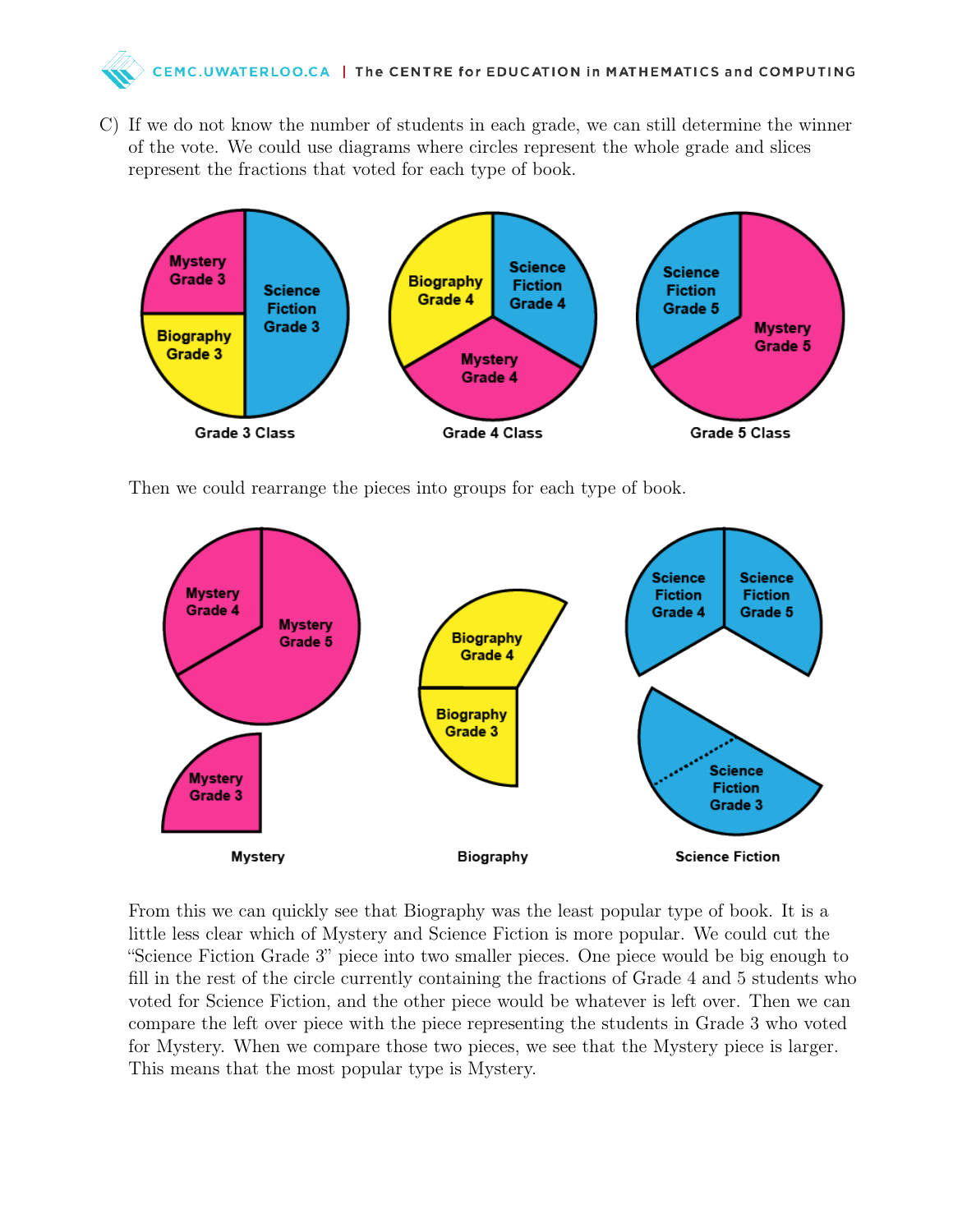C) If we do not know the number of students in each grade, we can still determine the winner of the vote. We could use diagrams where circles represent the whole grade and slices represent the fractions that voted for each type of book.

Then we could rearrange the pieces into groups for each type of book.

From this we can quickly see that Biography was the least popular type of book. It is a little less clear which of Mystery and Science Fiction is more popular. We could cut the "Science Fiction Grade 3" piece into two smaller pieces. One piece would be big enough to fill in the rest of the circle currently containing the fractions of Grade 4 and 5 students who voted for Science Fiction, and the other piece would be whatever is left over. Then we can compare the left over piece with the piece representing the students in Grade 3 who voted for Mystery. When we compare those two pieces, we see that the Mystery piece is larger. This means that the most popular type is Mystery.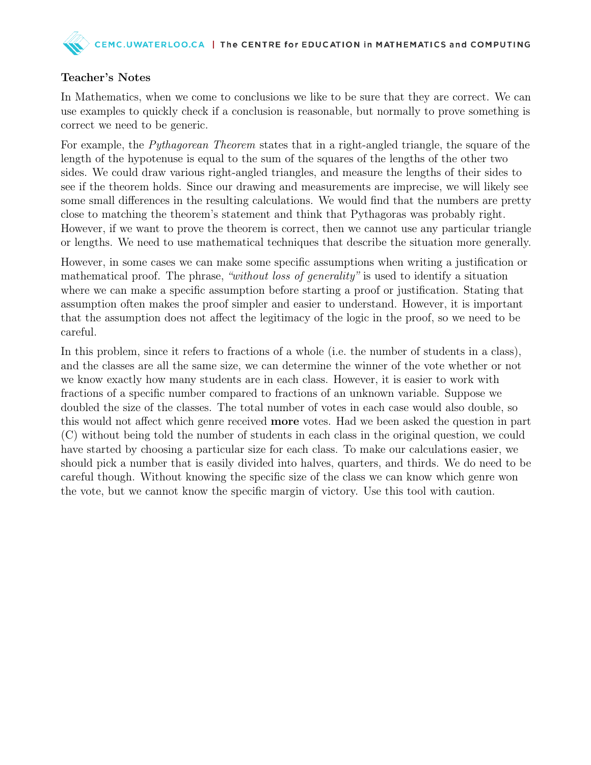### Teacher's Notes

In Mathematics, when we come to conclusions we like to be sure that they are correct. We can use examples to quickly check if a conclusion is reasonable, but normally to prove something is correct we need to be generic.

For example, the *Pythagorean Theorem* states that in a right-angled triangle, the square of the length of the hypotenuse is equal to the sum of the squares of the lengths of the other two sides. We could draw various right-angled triangles, and measure the lengths of their sides to see if the theorem holds. Since our drawing and measurements are imprecise, we will likely see some small differences in the resulting calculations. We would find that the numbers are pretty close to matching the theorem's statement and think that Pythagoras was probably right. However, if we want to prove the theorem is correct, then we cannot use any particular triangle or lengths. We need to use mathematical techniques that describe the situation more generally.

However, in some cases we can make some specific assumptions when writing a justification or mathematical proof. The phrase, *"without loss of generality"* is used to identify a situation where we can make a specific assumption before starting a proof or justification. Stating that assumption often makes the proof simpler and easier to understand. However, it is important that the assumption does not affect the legitimacy of the logic in the proof, so we need to be careful.

In this problem, since it refers to fractions of a whole (i.e. the number of students in a class), and the classes are all the same size, we can determine the winner of the vote whether or not we know exactly how many students are in each class. However, it is easier to work with fractions of a specific number compared to fractions of an unknown variable. Suppose we doubled the size of the classes. The total number of votes in each case would also double, so this would not affect which genre received **more** votes. Had we been asked the question in part (C) without being told the number of students in each class in the original question, we could have started by choosing a particular size for each class. To make our calculations easier, we should pick a number that is easily divided into halves, quarters, and thirds. We do need to be careful though. Without knowing the specific size of the class we can know which genre won the vote, but we cannot know the specific margin of victory. Use this tool with caution.